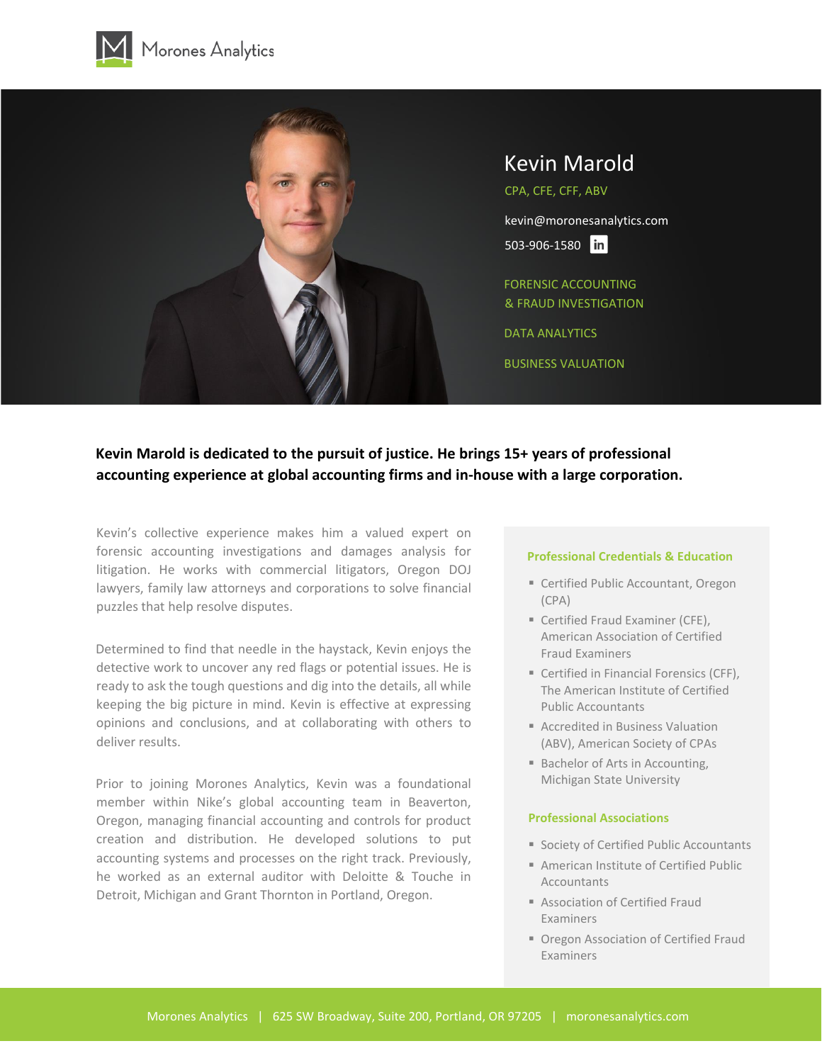Morones Analytics

# Kevin Marold

CPA, CFE, CFF, ABV

kevin@moronesanalytics.com

503-906-1580

FORENSIC ACCOUNTING & FRAUD INVESTIGATION

DATA ANALYTICS

BUSINESS VALUATION

**Kevin Marold is dedicated to the pursuit of justice. He brings 15+ years of professional accounting experience at global accounting firms and in-house with a large corporation.**

Kevin's collective experience makes him a valued expert on forensic accounting investigations and damages analysis for litigation. He works with commercial litigators, Oregon DOJ lawyers, family law attorneys and corporations to solve financial puzzles that help resolve disputes.

Determined to find that needle in the haystack, Kevin enjoys the detective work to uncover any red flags or potential issues. He is ready to ask the tough questions and dig into the details, all while keeping the big picture in mind. Kevin is effective at expressing opinions and conclusions, and at collaborating with others to deliver results.

Prior to joining Morones Analytics, Kevin was a foundational member within Nike's global accounting team in Beaverton, Oregon, managing financial accounting and controls for product creation and distribution. He developed solutions to put accounting systems and processes on the right track. Previously, he worked as an external auditor with Deloitte & Touche in Detroit, Michigan and Grant Thornton in Portland, Oregon.

## Professional Credentials & Education

- Certified Public Accountant, Oregon (CPA)
- Certified Fraud Examiner (CFE), American Association of Certified Fraud Examiners
- Certified in Financial Forensics (CFF), The American Institute of Certified Public Accountants
- Accredited in Business Valuation (ABV), American Society of CPAs
- Bachelor of Arts in Accounting, Michigan State University

## Professional Associations

- Society of Certified Public Accountants
- American Institute of Certified Public Accountants
- Association of Certified Fraud Examiners
- Oregon Association of Certified Fraud Examiners

Morones Analytics | 625 SW Broadway, Suite 200, Portland, OR 97205 | moronesanalytics.com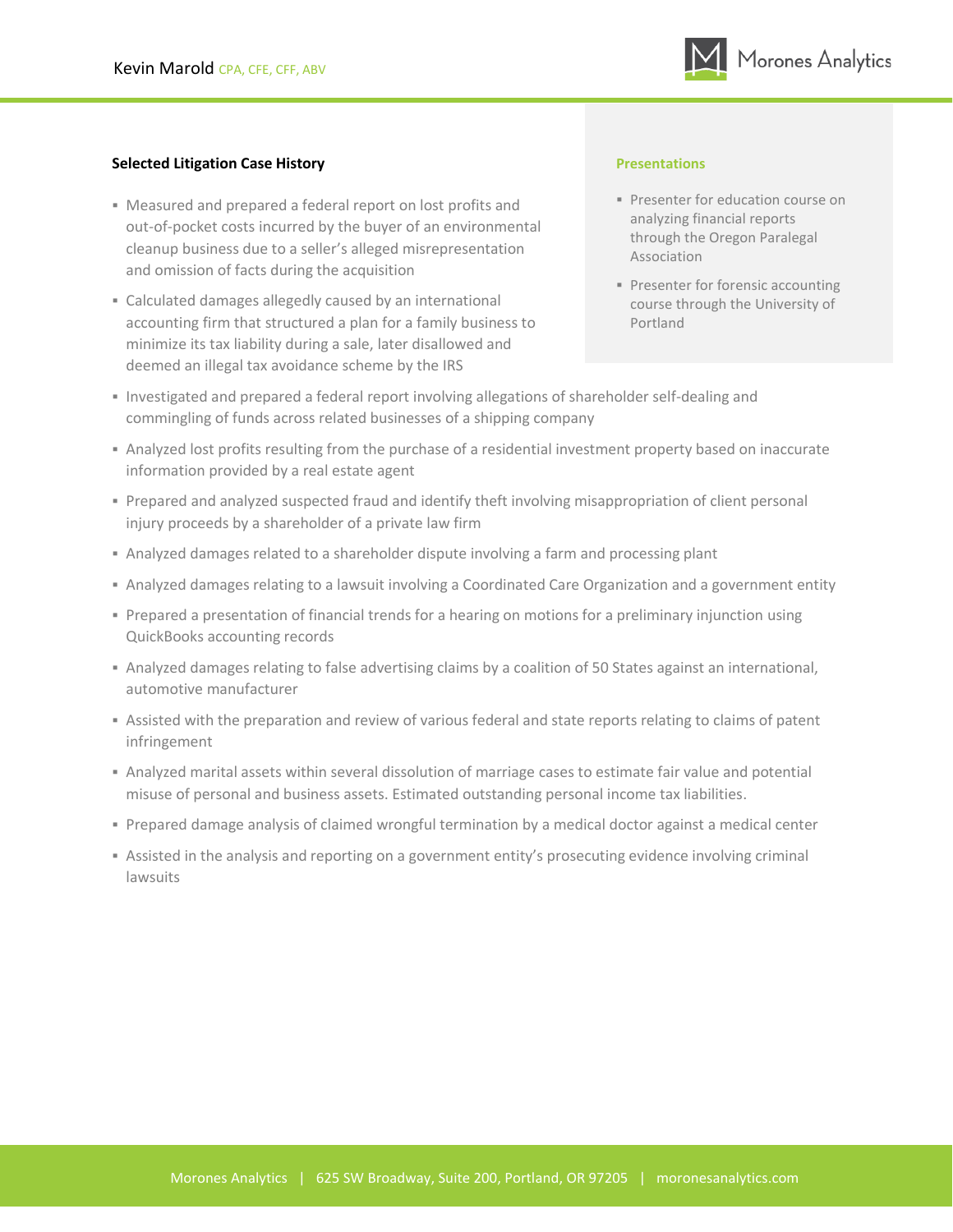## Selected Litigation Case History

- Measured and prepared a federal report on lost profits and out-of-pocket costs incurred by the buyer of an environmental cleanup business due to a seller's alleged misrepresentation and omission of facts during the acquisition
- Calculated damages allegedly caused by an international accounting firm that structured a plan for a family business to minimize its tax liability during a sale, later disallowed and deemed an illegal tax avoidance scheme by the IRS
- Investigated and prepared a federal report involving allegations of shareholder self-dealing and commingling of funds across related businesses of a shipping company
- Analyzed lost profits resulting from the purchase of a residential investment property based on inaccurate information provided by a real estate agent
- Prepared and analyzed suspected fraud and identify theft involving misappropriation of client personal injury proceeds by a shareholder of a private law firm
- Analyzed damages related to a shareholder dispute involving a farm and processing plant
- Analyzed damages relating to a lawsuit involving a Coordinated Care Organization and a government entity
- Prepared a presentation of financial trends for a hearing on motions for a preliminary injunction using QuickBooks accounting records
- Analyzed damages relating to false advertising claims by a coalition of 50 States against an international, automotive manufacturer
- Assisted with the preparation and review of various federal and state reports relating to claims of patent infringement
- Analyzed marital assets within several dissolution of marriage cases to estimate fair value and potential misuse of personal and business assets. Estimated outstanding personal income tax liabilities.
- Prepared damage analysis of claimed wrongful termination by a medical doctor against a medical center
- Assisted in the analysis and reporting on a government entity's prosecuting evidence involving criminal lawsuits

## Presentations

- Presenter for education course on analyzing financial reports through the Oregon Paralegal Association
- Presenter for forensic accounting course through the University of Portland